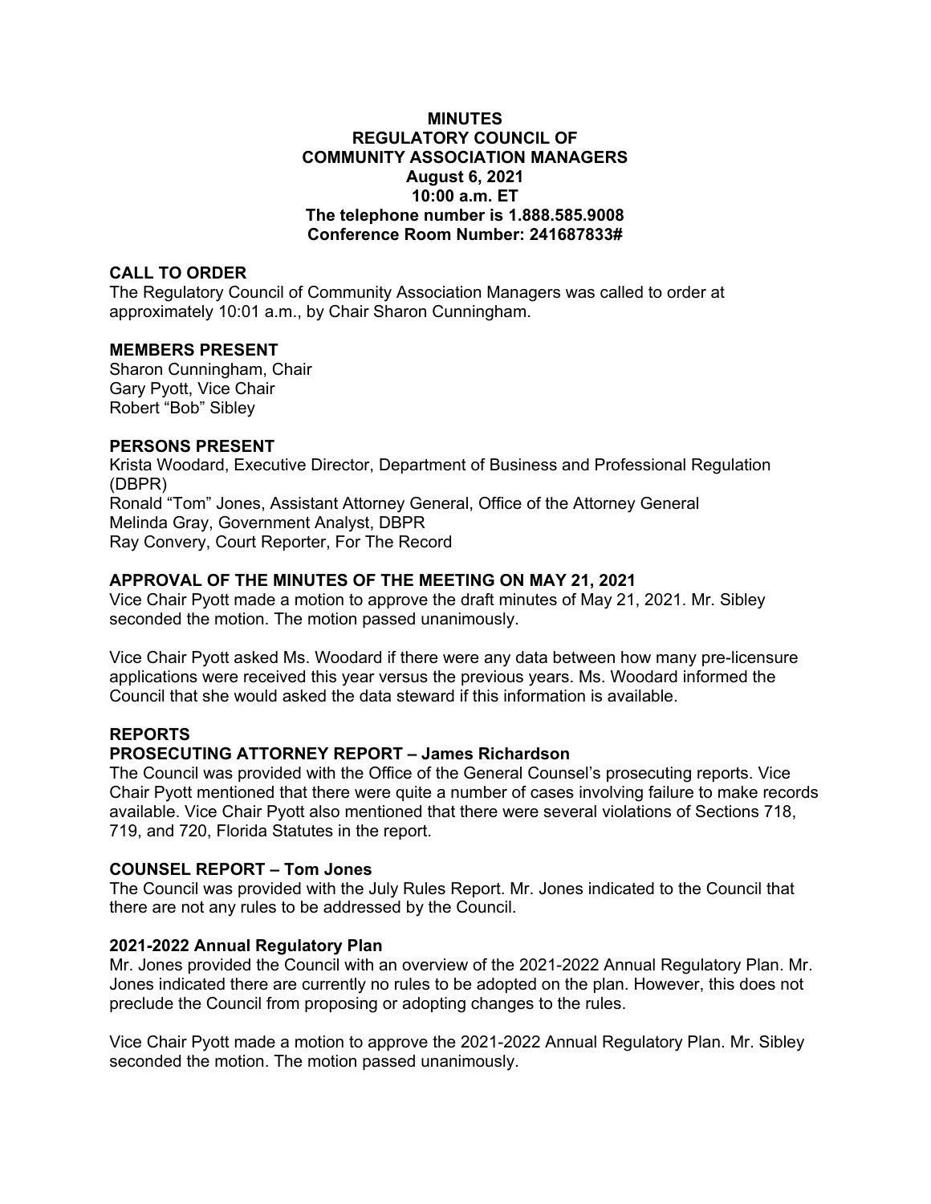# MINUTES
# REGULATORY COUNCIL OF COMMUNITY ASSOCIATION MANAGERS
**August 6, 2021**
**10:00 a.m. ET**
**The telephone number is 1.888.585.9008**
**Conference Room Number: 241687833#**

## CALL TO ORDER

The Regulatory Council of Community Association Managers was called to order at approximately 10:01 a.m., by Chair Sharon Cunningham.

## MEMBERS PRESENT

Sharon Cunningham, Chair
Gary Pyott, Vice Chair
Robert "Bob" Sibley

## PERSONS PRESENT

Krista Woodard, Executive Director, Department of Business and Professional Regulation (DBPR)
Ronald "Tom" Jones, Assistant Attorney General, Office of the Attorney General
Melinda Gray, Government Analyst, DBPR
Ray Convery, Court Reporter, For The Record

## APPROVAL OF THE MINUTES OF THE MEETING ON MAY 21, 2021

Vice Chair Pyott made a motion to approve the draft minutes of May 21, 2021. Mr. Sibley seconded the motion. The motion passed unanimously.

Vice Chair Pyott asked Ms. Woodard if there were any data between how many pre-licensure applications were received this year versus the previous years. Ms. Woodard informed the Council that she would asked the data steward if this information is available.

## REPORTS

### PROSECUTING ATTORNEY REPORT – James Richardson

The Council was provided with the Office of the General Counsel's prosecuting reports. Vice Chair Pyott mentioned that there were quite a number of cases involving failure to make records available. Vice Chair Pyott also mentioned that there were several violations of Sections 718, 719, and 720, Florida Statutes in the report.

### COUNSEL REPORT – Tom Jones

The Council was provided with the July Rules Report. Mr. Jones indicated to the Council that there are not any rules to be addressed by the Council.

### 2021-2022 Annual Regulatory Plan

Mr. Jones provided the Council with an overview of the 2021-2022 Annual Regulatory Plan. Mr. Jones indicated there are currently no rules to be adopted on the plan. However, this does not preclude the Council from proposing or adopting changes to the rules.

Vice Chair Pyott made a motion to approve the 2021-2022 Annual Regulatory Plan. Mr. Sibley seconded the motion. The motion passed unanimously.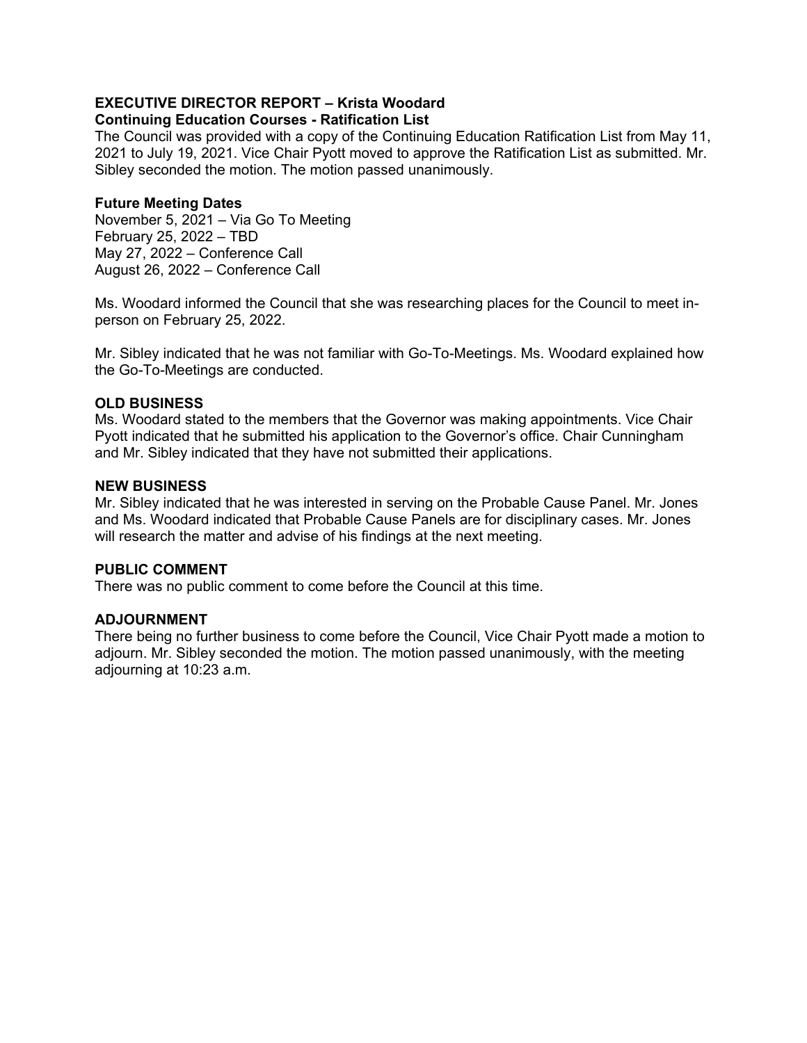## EXECUTIVE DIRECTOR REPORT – Krista Woodard

### Continuing Education Courses - Ratification List

The Council was provided with a copy of the Continuing Education Ratification List from May 11, 2021 to July 19, 2021. Vice Chair Pyott moved to approve the Ratification List as submitted. Mr. Sibley seconded the motion. The motion passed unanimously.

### Future Meeting Dates

November 5, 2021 – Via Go To Meeting
February 25, 2022 – TBD
May 27, 2022 – Conference Call
August 26, 2022 – Conference Call

Ms. Woodard informed the Council that she was researching places for the Council to meet in-person on February 25, 2022.

Mr. Sibley indicated that he was not familiar with Go-To-Meetings. Ms. Woodard explained how the Go-To-Meetings are conducted.

## OLD BUSINESS

Ms. Woodard stated to the members that the Governor was making appointments. Vice Chair Pyott indicated that he submitted his application to the Governor's office. Chair Cunningham and Mr. Sibley indicated that they have not submitted their applications.

## NEW BUSINESS

Mr. Sibley indicated that he was interested in serving on the Probable Cause Panel. Mr. Jones and Ms. Woodard indicated that Probable Cause Panels are for disciplinary cases. Mr. Jones will research the matter and advise of his findings at the next meeting.

## PUBLIC COMMENT

There was no public comment to come before the Council at this time.

## ADJOURNMENT

There being no further business to come before the Council, Vice Chair Pyott made a motion to adjourn. Mr. Sibley seconded the motion. The motion passed unanimously, with the meeting adjourning at 10:23 a.m.